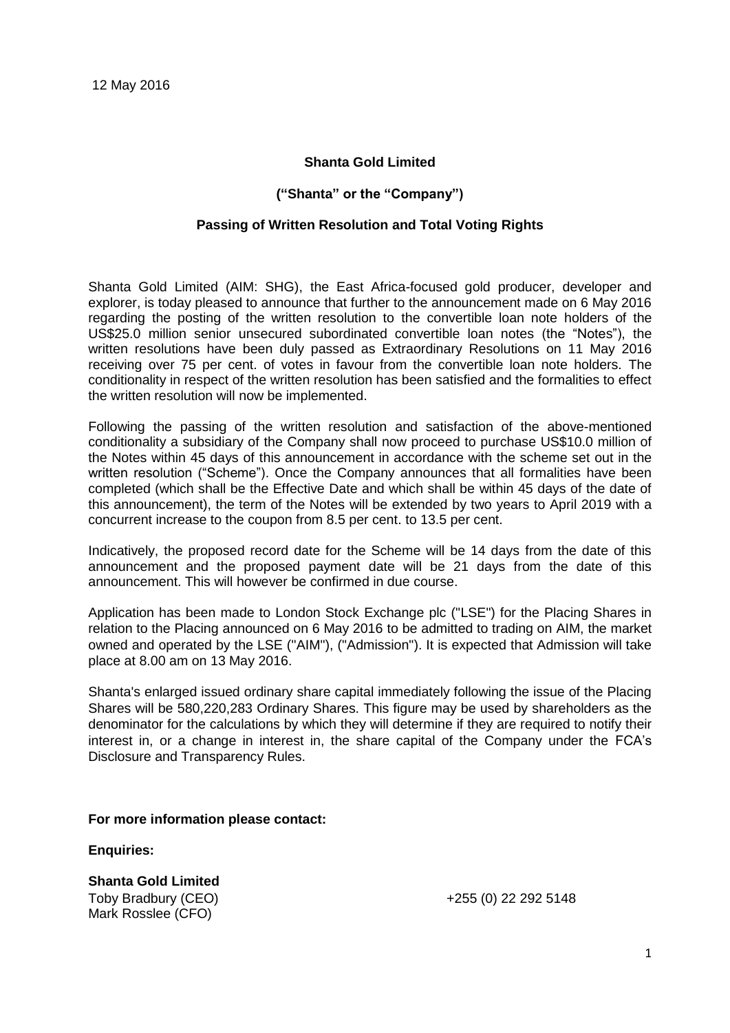12 May 2016

**Shanta Gold Limited**

**("Shanta" or the "Company")**

**Passing of Written Resolution and Total Voting Rights**

Shanta Gold Limited (AIM: SHG), the East Africa-focused gold producer, developer and explorer, is today pleased to announce that further to the announcement made on 6 May 2016 regarding the posting of the written resolution to the convertible loan note holders of the US$25.0 million senior unsecured subordinated convertible loan notes (the "Notes"), the written resolutions have been duly passed as Extraordinary Resolutions on 11 May 2016 receiving over 75 per cent. of votes in favour from the convertible loan note holders. The conditionality in respect of the written resolution has been satisfied and the formalities to effect the written resolution will now be implemented.

Following the passing of the written resolution and satisfaction of the above-mentioned conditionality a subsidiary of the Company shall now proceed to purchase US$10.0 million of the Notes within 45 days of this announcement in accordance with the scheme set out in the written resolution ("Scheme"). Once the Company announces that all formalities have been completed (which shall be the Effective Date and which shall be within 45 days of the date of this announcement), the term of the Notes will be extended by two years to April 2019 with a concurrent increase to the coupon from 8.5 per cent. to 13.5 per cent.

Indicatively, the proposed record date for the Scheme will be 14 days from the date of this announcement and the proposed payment date will be 21 days from the date of this announcement. This will however be confirmed in due course.

Application has been made to London Stock Exchange plc ("LSE") for the Placing Shares in relation to the Placing announced on 6 May 2016 to be admitted to trading on AIM, the market owned and operated by the LSE ("AIM"), ("Admission"). It is expected that Admission will take place at 8.00 am on 13 May 2016.

Shanta's enlarged issued ordinary share capital immediately following the issue of the Placing Shares will be 580,220,283 Ordinary Shares. This figure may be used by shareholders as the denominator for the calculations by which they will determine if they are required to notify their interest in, or a change in interest in, the share capital of the Company under the FCA's Disclosure and Transparency Rules.

**For more information please contact:**

**Enquiries:**

**Shanta Gold Limited**
Toby Bradbury (CEO) +255 (0) 22 292 5148
Mark Rosslee (CFO)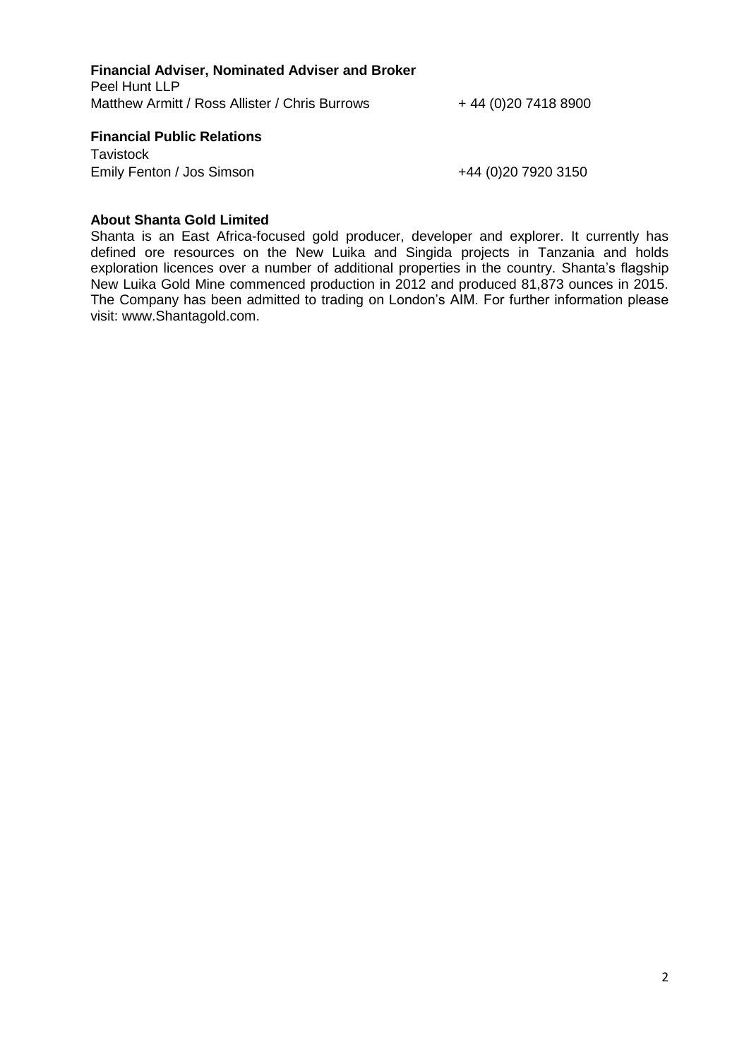**Financial Adviser, Nominated Adviser and Broker**

Peel Hunt LLP
Matthew Armitt / Ross Allister / Chris Burrows + 44 (0)20 7418 8900

**Financial Public Relations**

Tavistock
Emily Fenton / Jos Simson +44 (0)20 7920 3150

**About Shanta Gold Limited**

Shanta is an East Africa-focused gold producer, developer and explorer. It currently has defined ore resources on the New Luika and Singida projects in Tanzania and holds exploration licences over a number of additional properties in the country. Shanta's flagship New Luika Gold Mine commenced production in 2012 and produced 81,873 ounces in 2015. The Company has been admitted to trading on London's AIM. For further information please visit: www.Shantagold.com.